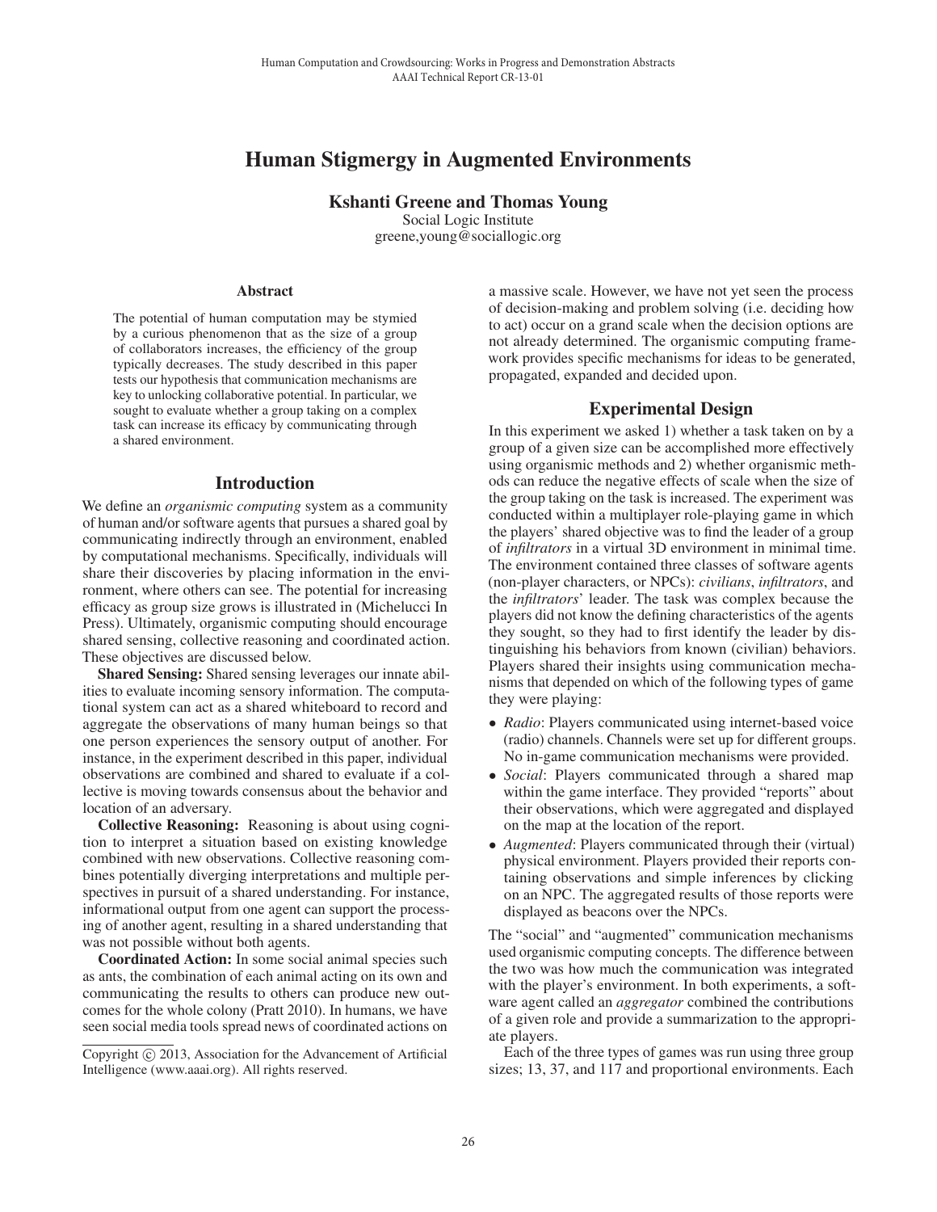# Human Stigmergy in Augmented Environments

**Kshanti Greene and Thomas Young**

Social Logic Institute
greene,young@sociallogic.org

## Abstract

The potential of human computation may be stymied by a curious phenomenon that as the size of a group of collaborators increases, the efficiency of the group typically decreases. The study described in this paper tests our hypothesis that communication mechanisms are key to unlocking collaborative potential. In particular, we sought to evaluate whether a group taking on a complex task can increase its efficacy by communicating through a shared environment.

## Introduction

We define an *organismic computing* system as a community of human and/or software agents that pursues a shared goal by communicating indirectly through an environment, enabled by computational mechanisms. Specifically, individuals will share their discoveries by placing information in the environment, where others can see. The potential for increasing efficacy as group size grows is illustrated in (Michelucci In Press). Ultimately, organismic computing should encourage shared sensing, collective reasoning and coordinated action. These objectives are discussed below.

**Shared Sensing:** Shared sensing leverages our innate abilities to evaluate incoming sensory information. The computational system can act as a shared whiteboard to record and aggregate the observations of many human beings so that one person experiences the sensory output of another. For instance, in the experiment described in this paper, individual observations are combined and shared to evaluate if a collective is moving towards consensus about the behavior and location of an adversary.

**Collective Reasoning:** Reasoning is about using cognition to interpret a situation based on existing knowledge combined with new observations. Collective reasoning combines potentially diverging interpretations and multiple perspectives in pursuit of a shared understanding. For instance, informational output from one agent can support the processing of another agent, resulting in a shared understanding that was not possible without both agents.

**Coordinated Action:** In some social animal species such as ants, the combination of each animal acting on its own and communicating the results to others can produce new outcomes for the whole colony (Pratt 2010). In humans, we have seen social media tools spread news of coordinated actions on a massive scale. However, we have not yet seen the process of decision-making and problem solving (i.e. deciding how to act) occur on a grand scale when the decision options are not already determined. The organismic computing framework provides specific mechanisms for ideas to be generated, propagated, expanded and decided upon.

## Experimental Design

In this experiment we asked 1) whether a task taken on by a group of a given size can be accomplished more effectively using organismic methods and 2) whether organismic methods can reduce the negative effects of scale when the size of the group taking on the task is increased. The experiment was conducted within a multiplayer role-playing game in which the players' shared objective was to find the leader of a group of *infiltrators* in a virtual 3D environment in minimal time. The environment contained three classes of software agents (non-player characters, or NPCs): *civilians*, *infiltrators*, and the *infiltrators*' leader. The task was complex because the players did not know the defining characteristics of the agents they sought, so they had to first identify the leader by distinguishing his behaviors from known (civilian) behaviors. Players shared their insights using communication mechanisms that depended on which of the following types of game they were playing:

- *Radio*: Players communicated using internet-based voice (radio) channels. Channels were set up for different groups. No in-game communication mechanisms were provided.
- *Social*: Players communicated through a shared map within the game interface. They provided "reports" about their observations, which were aggregated and displayed on the map at the location of the report.
- *Augmented*: Players communicated through their (virtual) physical environment. Players provided their reports containing observations and simple inferences by clicking on an NPC. The aggregated results of those reports were displayed as beacons over the NPCs.

The "social" and "augmented" communication mechanisms used organismic computing concepts. The difference between the two was how much the communication was integrated with the player's environment. In both experiments, a software agent called an *aggregator* combined the contributions of a given role and provide a summarization to the appropriate players.

Each of the three types of games was run using three group sizes; 13, 37, and 117 and proportional environments. Each

Copyright © 2013, Association for the Advancement of Artificial Intelligence (www.aaai.org). All rights reserved.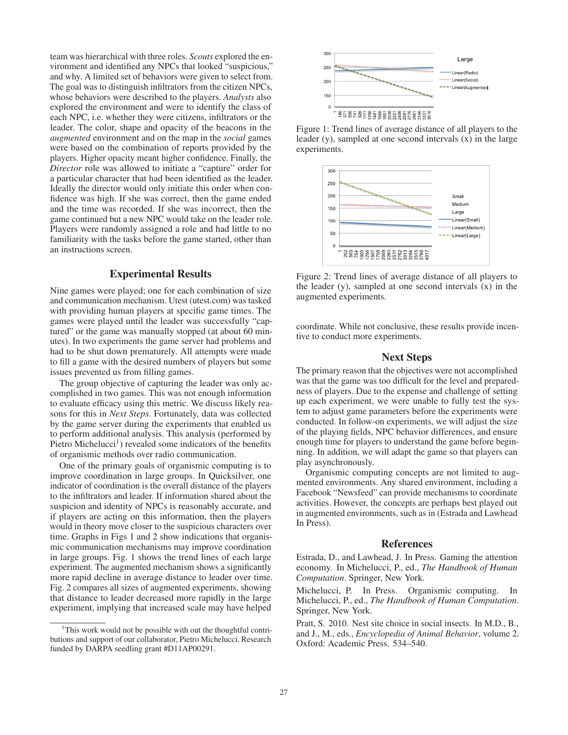team was hierarchical with three roles. *Scouts* explored the environment and identified any NPCs that looked "suspicious," and why. A limited set of behaviors were given to select from. The goal was to distinguish infiltrators from the citizen NPCs, whose behaviors were described to the players. *Analysts* also explored the environment and were to identify the class of each NPC, i.e. whether they were citizens, infiltrators or the leader. The color, shape and opacity of the beacons in the *augmented* environment and on the map in the *social* games were based on the combination of reports provided by the players. Higher opacity meant higher confidence. Finally, the *Director* role was allowed to initiate a "capture" order for a particular character that had been identified as the leader. Ideally the director would only initiate this order when confidence was high. If she was correct, then the game ended and the time was recorded. If she was incorrect, then the game continued but a new NPC would take on the leader role. Players were randomly assigned a role and had little to no familiarity with the tasks before the game started, other than an instructions screen.

## Experimental Results

Nine games were played; one for each combination of size and communication mechanism. Utest (utest.com) was tasked with providing human players at specific game times. The games were played until the leader was successfully "captured" or the game was manually stopped (at about 60 minutes). In two experiments the game server had problems and had to be shut down prematurely. All attempts were made to fill a game with the desired numbers of players but some issues prevented us from filling games.

The group objective of capturing the leader was only accomplished in two games. This was not enough information to evaluate efficacy using this metric. We discuss likely reasons for this in *Next Steps*. Fortunately, data was collected by the game server during the experiments that enabled us to perform additional analysis. This analysis (performed by Pietro Michelucci[1]) revealed some indicators of the benefits of organismic methods over radio communication.

One of the primary goals of organismic computing is to improve coordination in large groups. In Quicksilver, one indicator of coordination is the overall distance of the players to the infiltrators and leader. If information shared about the suspicion and identity of NPCs is reasonably accurate, and if players are acting on this information, then the players would in theory move closer to the suspicious characters over time. Graphs in Figs 1 and 2 show indications that organismic communication mechanisms may improve coordination in large groups. Fig. 1 shows the trend lines of each large experiment. The augmented mechanism shows a significantly more rapid decline in average distance to leader over time. Fig. 2 compares all sizes of augmented experiments, showing that distance to leader decreased more rapidly in the large experiment, implying that increased scale may have helped coordinate. While not conclusive, these results provide incentive to conduct more experiments.

Large

Linear(Radio)
Linear(Social)
Linear(Augmented)

300
250
200
150
0

1 186 371 556 741 926 1111 1296 1481 1666 1851 2036 2221 2406 2591 2776 2961 3146 3331 3516

Figure 1: Trend lines of average distance of all players to the leader (y), sampled at one second intervals (x) in the large experiments.

Small
Medium
Large
Linear(Small)
Linear(Medium)
Linear(Large)

300
250
200
150
100
50
0

1 252 503 754 1005 1256 1507 1758 2009 2260 2511 2762 3013 3264 3515 3766 4017

Figure 2: Trend lines of average distance of all players to the leader (y), sampled at one second intervals (x) in the augmented experiments.

## Next Steps

The primary reason that the objectives were not accomplished was that the game was too difficult for the level and preparedness of players. Due to the expense and challenge of setting up each experiment, we were unable to fully test the system to adjust game parameters before the experiments were conducted. In follow-on experiments, we will adjust the size of the playing fields, NPC behavior differences, and ensure enough time for players to understand the game before beginning. In addition, we will adapt the game so that players can play asynchronously.

Organismic computing concepts are not limited to augmented environments. Any shared environment, including a Facebook "Newsfeed" can provide mechanisms to coordinate activities. However, the concepts are perhaps best played out in augmented environments, such as in (Estrada and Lawhead In Press).

## References

Estrada, D., and Lawhead, J. In Press. Gaming the attention economy. In Michelucci, P., ed., *The Handbook of Human Computation*. Springer, New York.

Michelucci, P. In Press. Organismic computing. In Michelucci, P., ed., *The Handbook of Human Computation*. Springer, New York.

Pratt, S. 2010. Nest site choice in social insects. In M.D., B., and J., M., eds., *Encyclopedia of Animal Behavior*, volume 2. Oxford: Academic Press. 534–540.

[1] This work would not be possible with out the thoughtful contributions and support of our collaborator, Pietro Michelucci. Research funded by DARPA seedling grant #D11AP00291.